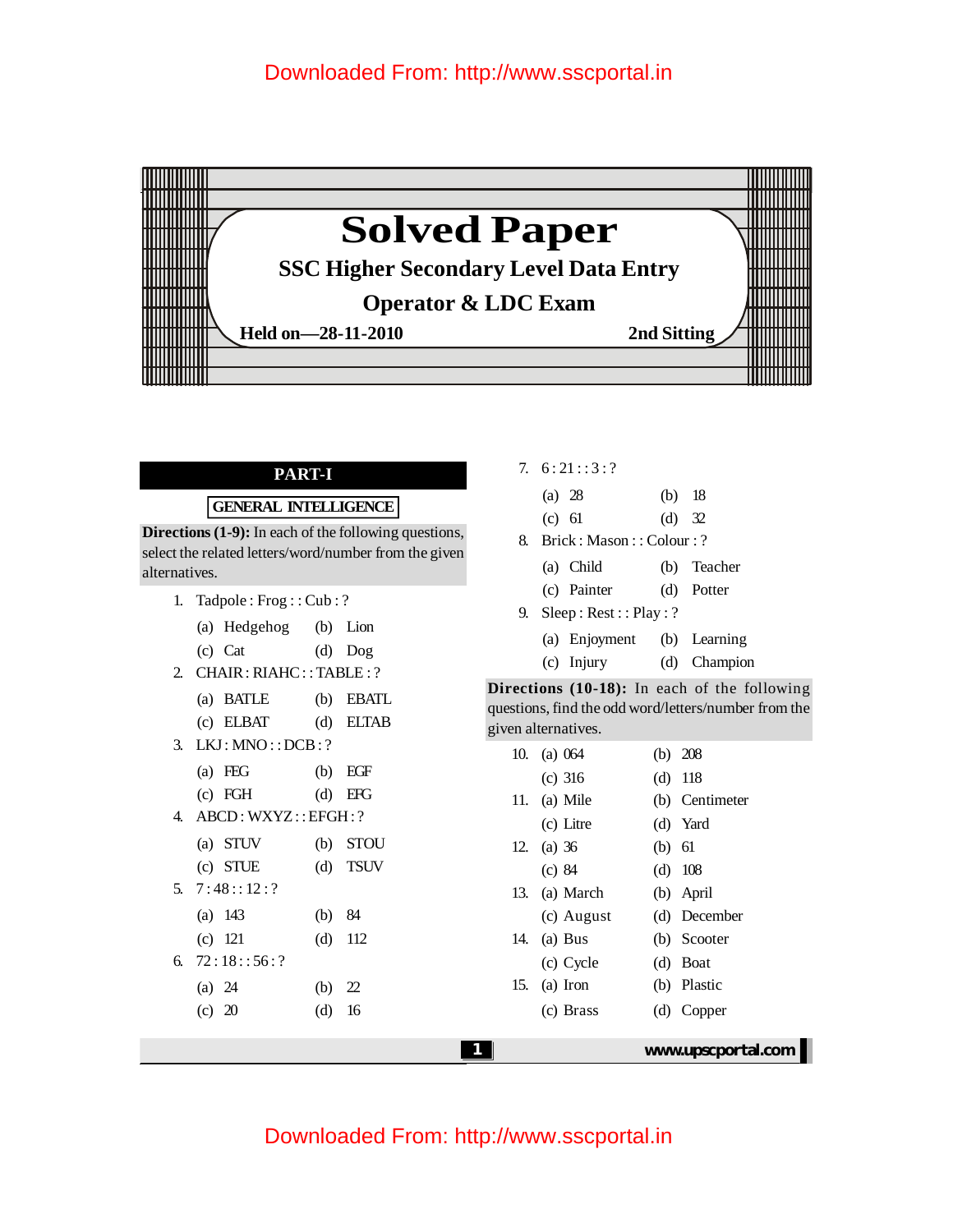# Solved Paper

## SSC Higher Secondary Level Data Entry Operator & LDC Exam

**Held on—28-11-2010** **2nd Sitting**

## PART-I

### GENERAL INTELLIGENCE

**Directions (1-9):** In each of the following questions, select the related letters/word/number from the given alternatives.

1. Tadpole : Frog : : Cub : ?
   (a) Hedgehog (b) Lion
   (c) Cat (d) Dog
2. CHAIR : RIAHC : : TABLE : ?
   (a) BATLE (b) EBATL
   (c) ELBAT (d) ELTAB
3. LKJ : MNO : : DCB : ?
   (a) FEG (b) EGF
   (c) FGH (d) EFG
4. ABCD : WXYZ : : EFGH : ?
   (a) STUV (b) STOU
   (c) STUE (d) TSUV
5. 7 : 48 : : 12 : ?
   (a) 143 (b) 84
   (c) 121 (d) 112
6. 72 : 18 : : 56 : ?
   (a) 24 (b) 22
   (c) 20 (d) 16
7. 6 : 21 : : 3 : ?
   (a) 28 (b) 18
   (c) 61 (d) 32
8. Brick : Mason : : Colour : ?
   (a) Child (b) Teacher
   (c) Painter (d) Potter
9. Sleep : Rest : : Play : ?
   (a) Enjoyment (b) Learning
   (c) Injury (d) Champion

**Directions (10-18):** In each of the following questions, find the odd word/letters/number from the given alternatives.

10. (a) 064 (b) 208
    (c) 316 (d) 118
11. (a) Mile (b) Centimeter
    (c) Litre (d) Yard
12. (a) 36 (b) 61
    (c) 84 (d) 108
13. (a) March (b) April
    (c) August (d) December
14. (a) Bus (b) Scooter
    (c) Cycle (d) Boat
15. (a) Iron (b) Plastic
    (c) Brass (d) Copper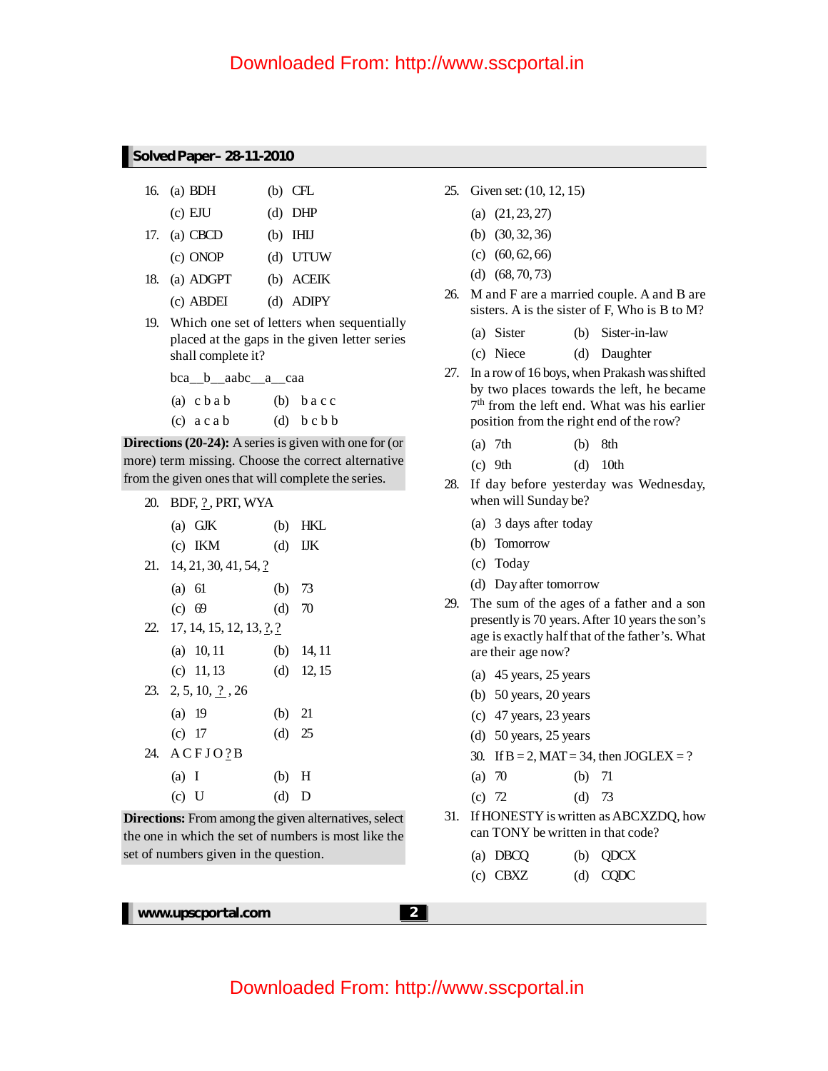16. (a) BDH (b) CFL
(c) EJU (d) DHP

17. (a) CBCD (b) IHIJ
(c) ONOP (d) UTUW

18. (a) ADGPT (b) ACEIK
(c) ABDEI (d) ADIPY

19. Which one set of letters when sequentially placed at the gaps in the given letter series shall complete it?

bca__b__aabc__a__caa

(a) c b a b (b) b a c c
(c) a c a b (d) b c b b

**Directions (20-24):** A series is given with one for (or more) term missing. Choose the correct alternative from the given ones that will complete the series.

20. BDF, ?, PRT, WYA
(a) GJK (b) HKL
(c) IKM (d) IJK

21. 14, 21, 30, 41, 54, ?
(a) 61 (b) 73
(c) 69 (d) 70

22. 17, 14, 15, 12, 13, ?, ?
(a) 10, 11 (b) 14, 11
(c) 11, 13 (d) 12, 15

23. 2, 5, 10, ? , 26
(a) 19 (b) 21
(c) 17 (d) 25

24. A C F J O ? B
(a) I (b) H
(c) U (d) D

**Directions:** From among the given alternatives, select the one in which the set of numbers is most like the set of numbers given in the question.

25. Given set: (10, 12, 15)
(a) (21, 23, 27)
(b) (30, 32, 36)
(c) (60, 62, 66)
(d) (68, 70, 73)

26. M and F are a married couple. A and B are sisters. A is the sister of F, Who is B to M?
(a) Sister (b) Sister-in-law
(c) Niece (d) Daughter

27. In a row of 16 boys, when Prakash was shifted by two places towards the left, he became 7th from the left end. What was his earlier position from the right end of the row?
(a) 7th (b) 8th
(c) 9th (d) 10th

28. If day before yesterday was Wednesday, when will Sunday be?
(a) 3 days after today
(b) Tomorrow
(c) Today
(d) Day after tomorrow

29. The sum of the ages of a father and a son presently is 70 years. After 10 years the son's age is exactly half that of the father's. What are their age now?
(a) 45 years, 25 years
(b) 50 years, 20 years
(c) 47 years, 23 years
(d) 50 years, 25 years

30. If B = 2, MAT = 34, then JOGLEX = ?
(a) 70 (b) 71
(c) 72 (d) 73

31. If HONESTY is written as ABCXZDQ, how can TONY be written in that code?
(a) DBCQ (b) QDCX
(c) CBXZ (d) CQDC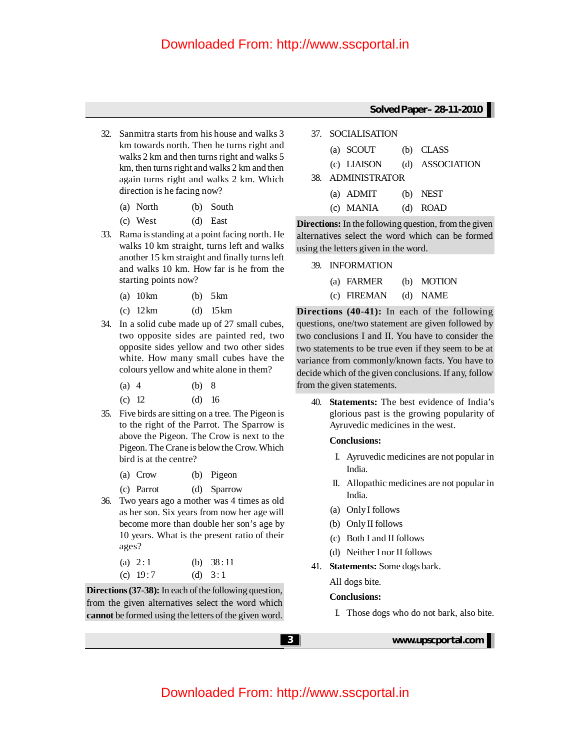32. Sanmitra starts from his house and walks 3 km towards north. Then he turns right and walks 2 km and then turns right and walks 5 km, then turns right and walks 2 km and then again turns right and walks 2 km. Which direction is he facing now?

    (a) North (b) South
    (c) West (d) East

33. Rama is standing at a point facing north. He walks 10 km straight, turns left and walks another 15 km straight and finally turns left and walks 10 km. How far is he from the starting points now?

    (a) 10 km (b) 5 km
    (c) 12 km (d) 15 km

34. In a solid cube made up of 27 small cubes, two opposite sides are painted red, two opposite sides yellow and two other sides white. How many small cubes have the colours yellow and white alone in them?

    (a) 4 (b) 8
    (c) 12 (d) 16

35. Five birds are sitting on a tree. The Pigeon is to the right of the Parrot. The Sparrow is above the Pigeon. The Crow is next to the Pigeon. The Crane is below the Crow. Which bird is at the centre?

    (a) Crow (b) Pigeon
    (c) Parrot (d) Sparrow

36. Two years ago a mother was 4 times as old as her son. Six years from now her age will become more than double her son's age by 10 years. What is the present ratio of their ages?

    (a) 2 : 1 (b) 38 : 11
    (c) 19 : 7 (d) 3 : 1

**Directions (37-38):** In each of the following question, from the given alternatives select the word which **cannot** be formed using the letters of the given word.

37. SOCIALISATION

    (a) SCOUT (b) CLASS
    (c) LIAISON (d) ASSOCIATION

38. ADMINISTRATOR

    (a) ADMIT (b) NEST
    (c) MANIA (d) ROAD

**Directions:** In the following question, from the given alternatives select the word which can be formed using the letters given in the word.

39. INFORMATION

    (a) FARMER (b) MOTION
    (c) FIREMAN (d) NAME

**Directions (40-41):** In each of the following questions, one/two statement are given followed by two conclusions I and II. You have to consider the two statements to be true even if they seem to be at variance from commonly/known facts. You have to decide which of the given conclusions. If any, follow from the given statements.

40. **Statements:** The best evidence of India's glorious past is the growing popularity of Ayruvedic medicines in the west.

    **Conclusions:**

    I. Ayruvedic medicines are not popular in India.

    II. Allopathic medicines are not popular in India.

    (a) Only I follows
    (b) Only II follows
    (c) Both I and II follows
    (d) Neither I nor II follows

41. **Statements:** Some dogs bark.

    All dogs bite.

    **Conclusions:**

    I. Those dogs who do not bark, also bite.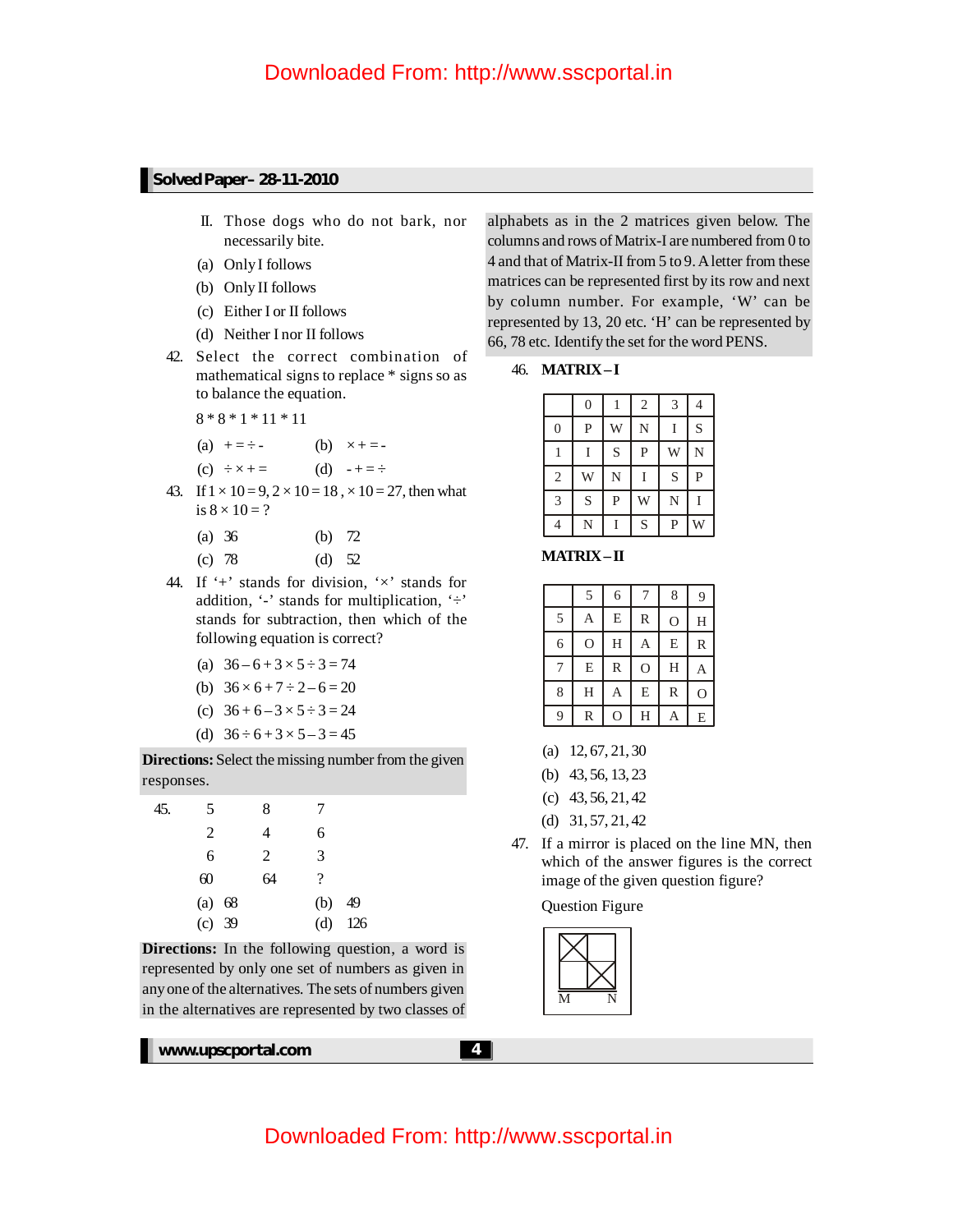II. Those dogs who do not bark, nor necessarily bite.

(a) Only I follows

(b) Only II follows

(c) Either I or II follows

(d) Neither I nor II follows

42. Select the correct combination of mathematical signs to replace * signs so as to balance the equation.

8 * 8 * 1 * 11 * 11

(a) + = ÷ -  (b) × + = -

(c) ÷ × + =  (d) - + = ÷

43. If $1 \times 10 = 9$, $2 \times 10 = 18$, $\times 10 = 27$, then what is $8 \times 10 = ?$

(a) 36  (b) 72

(c) 78  (d) 52

44. If '+' stands for division, '-' stands for multiplication, '÷' stands for subtraction, then which of the following equation is correct?

(a) $36 - 6 + 3 \times 5 \div 3 = 74$

(b) $36 \times 6 + 7 \div 2 - 6 = 20$

(c) $36 + 6 - 3 \times 5 \div 3 = 24$

(d) $36 \div 6 + 3 \times 5 - 3 = 45$

**Directions:** Select the missing number from the given responses.

45.

| 5 | 8 | 7 |
|---|---|---|
| 2 | 4 | 6 |
| 6 | 2 | 3 |
| 60 | 64 | ? |

(a) 68  (b) 49

(c) 39  (d) 126

**Directions:** In the following question, a word is represented by only one set of numbers as given in any one of the alternatives. The sets of numbers given in the alternatives are represented by two classes of alphabets as in the 2 matrices given below. The columns and rows of Matrix-I are numbered from 0 to 4 and that of Matrix-II from 5 to 9. A letter from these matrices can be represented first by its row and next by column number. For example, 'W' can be represented by 13, 20 etc. 'H' can be represented by 66, 78 etc. Identify the set for the word PENS.

46. **MATRIX – I**

| | 0 | 1 | 2 | 3 | 4 |
|---|---|---|---|---|---|
| 0 | P | W | N | I | S |
| 1 | I | S | P | W | N |
| 2 | W | N | I | S | P |
| 3 | S | P | W | N | I |
| 4 | N | I | S | P | W |

**MATRIX – II**

| | 5 | 6 | 7 | 8 | 9 |
|---|---|---|---|---|---|
| 5 | A | E | R | O | H |
| 6 | O | H | A | E | R |
| 7 | E | R | O | H | A |
| 8 | H | A | E | R | O |
| 9 | R | O | H | A | E |

(a) 12, 67, 21, 30

(b) 43, 56, 13, 23

(c) 43, 56, 21, 42

(d) 31, 57, 21, 42

47. If a mirror is placed on the line MN, then which of the answer figures is the correct image of the given question figure?

Question Figure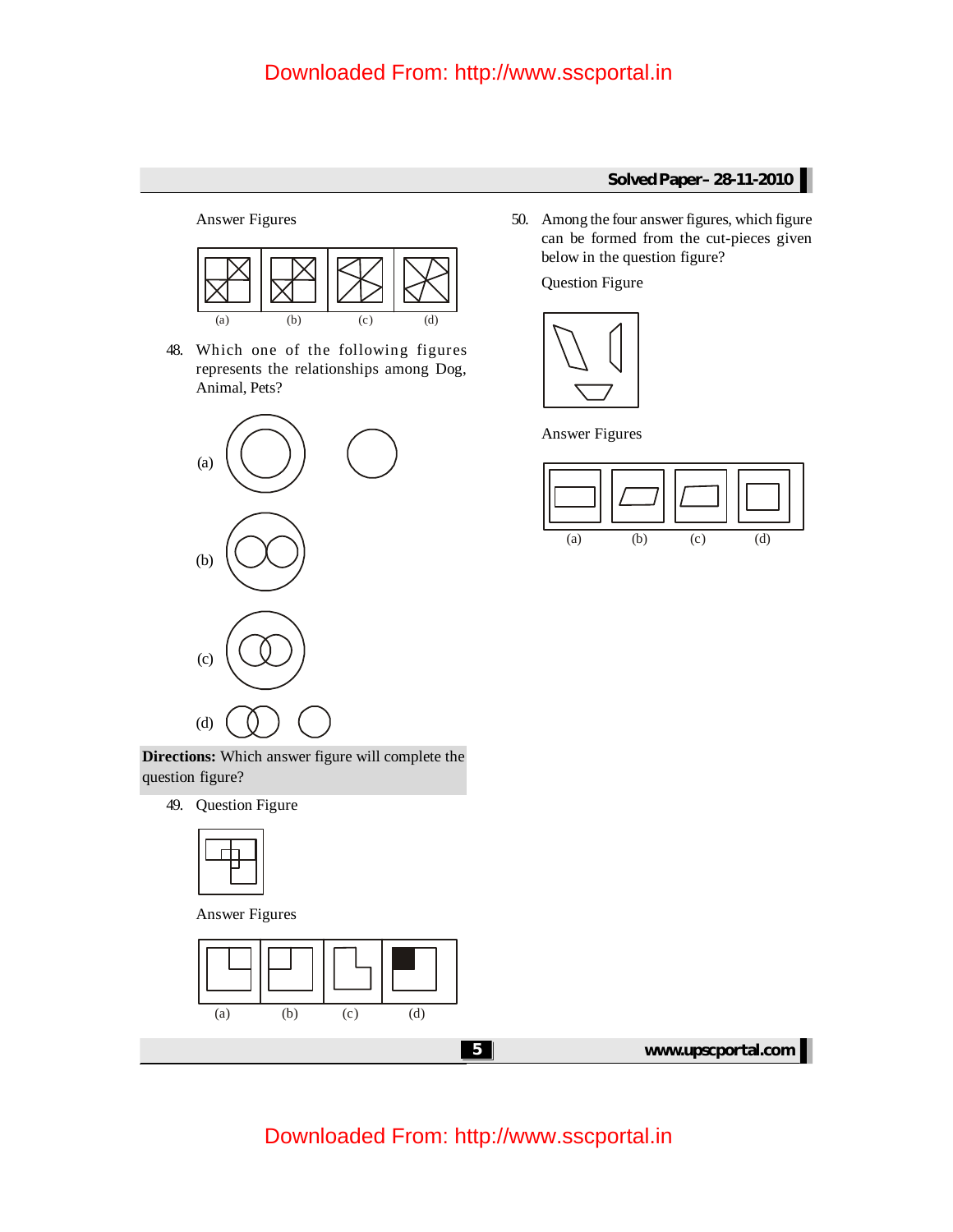Answer Figures

(a) (b) (c) (d)

48. Which one of the following figures represents the relationships among Dog, Animal, Pets?

(a)

(b)

(c)

(d)

**Directions:** Which answer figure will complete the question figure?

49. Question Figure

Answer Figures

(a) (b) (c) (d)

50. Among the four answer figures, which figure can be formed from the cut-pieces given below in the question figure?

Question Figure

Answer Figures

(a) (b) (c) (d)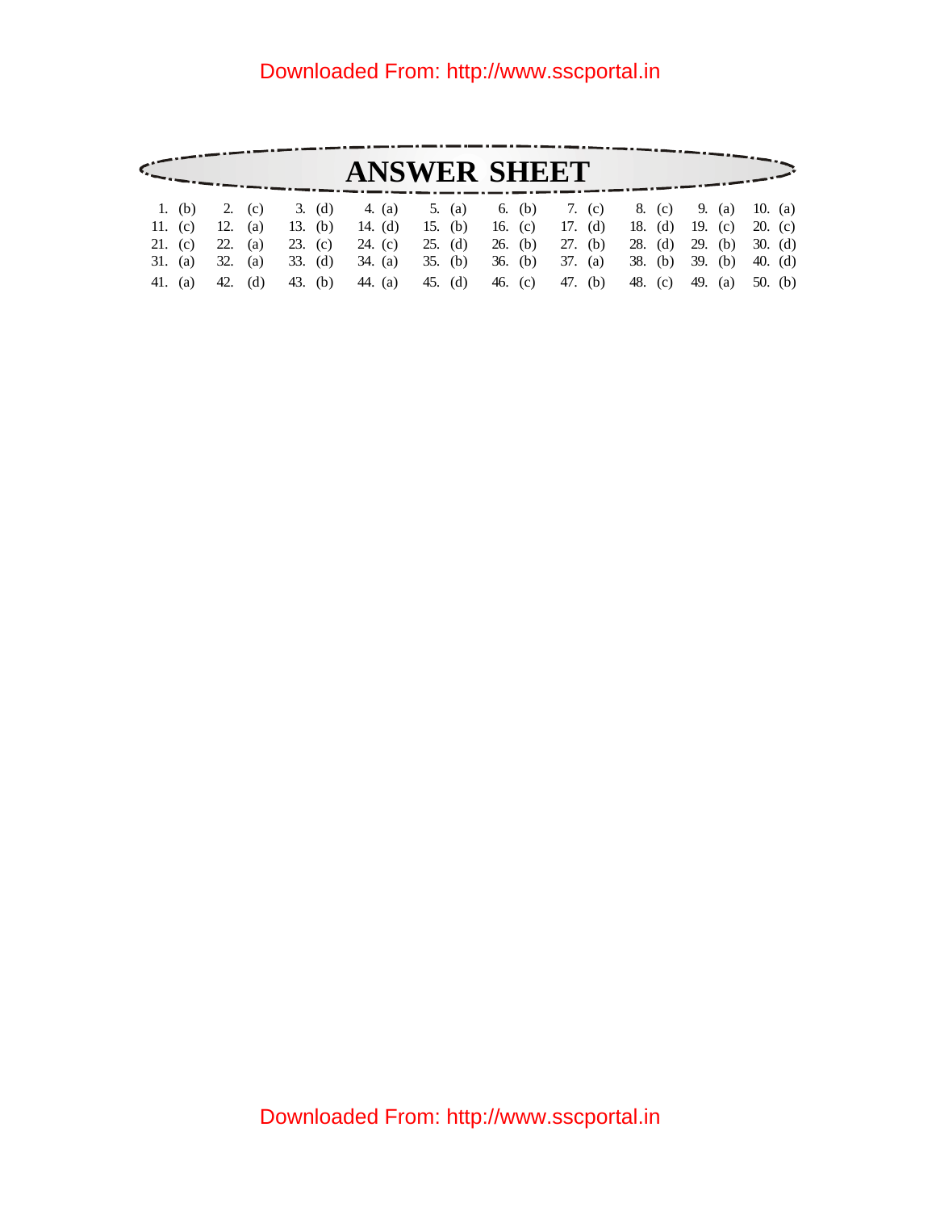# ANSWER SHEET

| | | | | | | | | | |
|---|---|---|---|---|---|---|---|---|---|
| 1. (b) | 2. (c) | 3. (d) | 4. (a) | 5. (a) | 6. (b) | 7. (c) | 8. (c) | 9. (a) | 10. (a) |
| 11. (c) | 12. (a) | 13. (b) | 14. (d) | 15. (b) | 16. (c) | 17. (d) | 18. (d) | 19. (c) | 20. (c) |
| 21. (c) | 22. (a) | 23. (c) | 24. (c) | 25. (d) | 26. (b) | 27. (b) | 28. (d) | 29. (b) | 30. (d) |
| 31. (a) | 32. (a) | 33. (d) | 34. (a) | 35. (b) | 36. (b) | 37. (a) | 38. (b) | 39. (b) | 40. (d) |
| 41. (a) | 42. (d) | 43. (b) | 44. (a) | 45. (d) | 46. (c) | 47. (b) | 48. (c) | 49. (a) | 50. (b) |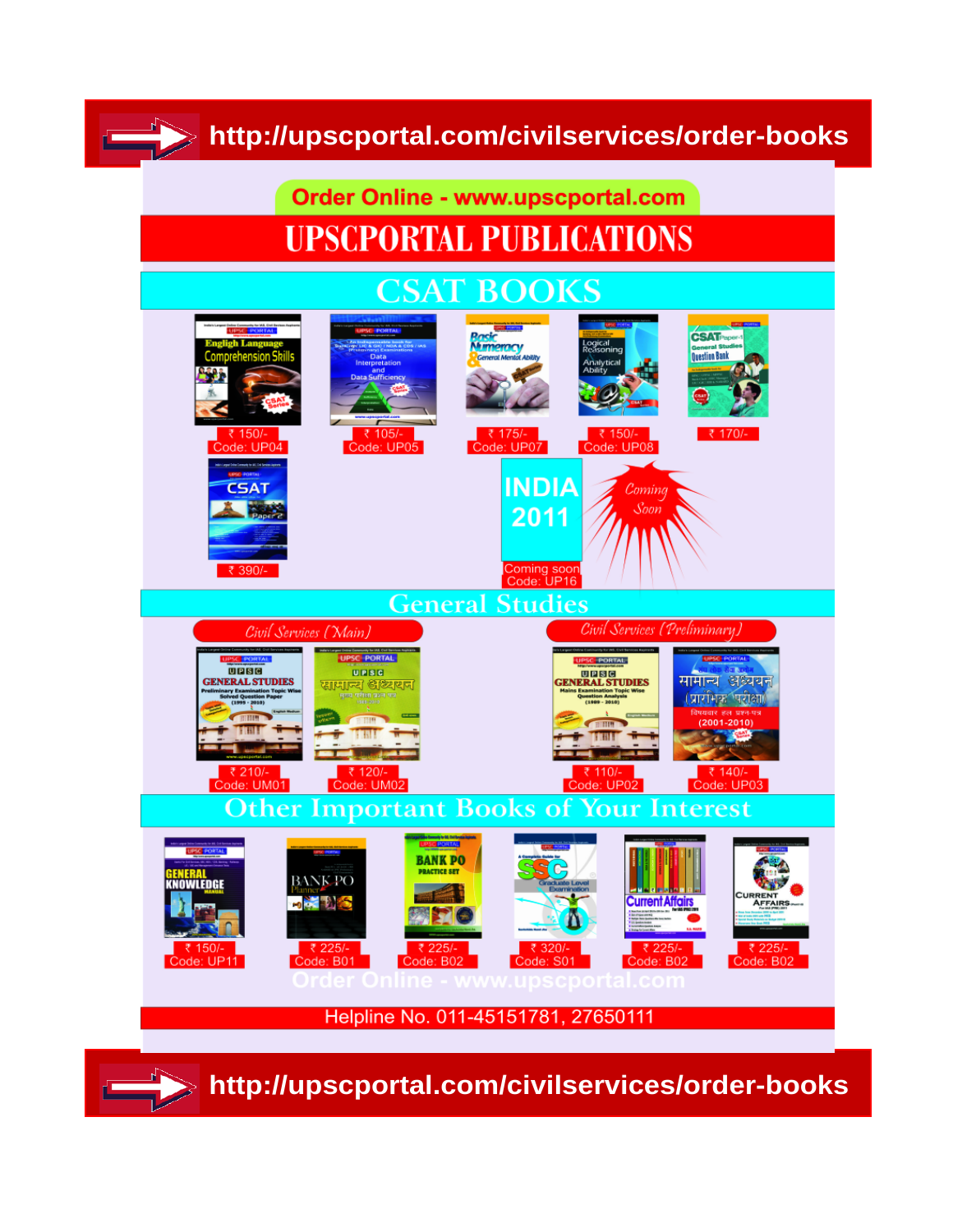http://upscportal.com/civilservices/order-books

Order Online - www.upscportal.com

# UPSCPORTAL PUBLICATIONS

## CSAT BOOKS

English Language Comprehension Skills — ₹ 150/- Code: UP04

Data Interpretation and Data Sufficiency — ₹ 105/- Code: UP05

Basic Numeracy & General Mental Ability — ₹ 175/- Code: UP07

Logical Reasoning Analytical Ability — ₹ 150/- Code: UP08

CSAT Paper-1 General Studies Question Bank — ₹ 170/-

CSAT Paper-2 — ₹ 390/-

INDIA 2011 — Coming soon Code: UP16

Coming Soon

## General Studies

### Civil Services (Main)

UPSC General Studies — ₹ 210/- Code: UM01

UPSC सामान्य अध्ययन — ₹ 120/- Code: UM02

### Civil Services (Preliminary)

UPSC General Studies — ₹ 110/- Code: UP02

सामान्य अध्ययन (प्रारंभिक परीक्षा) (2001-2010) — ₹ 140/- Code: UP03

## Other Important Books of Your Interest

General Knowledge Manual — ₹ 150/- Code: UP11

Bank PO Planner — ₹ 225/- Code: B01

Bank PO Practice Set — ₹ 225/- Code: B02

SSC Graduate Level Examination — ₹ 320/- Code: S01

Current Affairs — ₹ 225/- Code: B02

Current Affairs — ₹ 225/- Code: B02

Order Online - www.upscportal.com

Helpline No. 011-45151781, 27650111

http://upscportal.com/civilservices/order-books